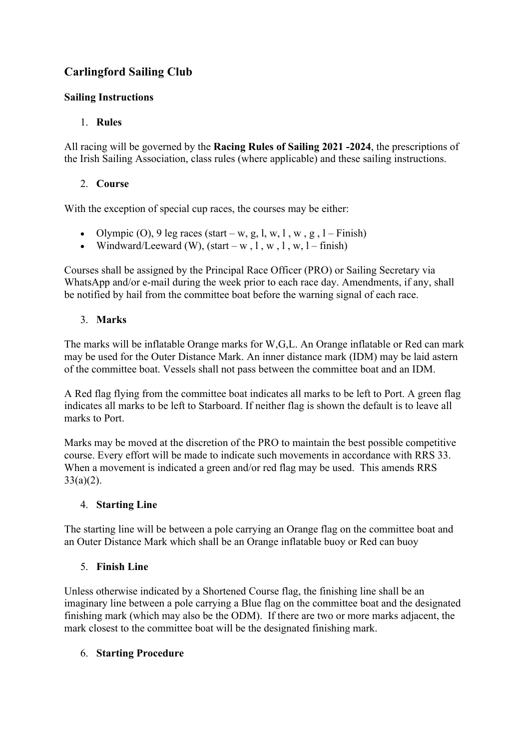# Carlingford Sailing Club

## Sailing Instructions

1. **Rules**

All racing will be governed by the **Racing Rules of Sailing 2021 -2024**, the prescriptions of the Irish Sailing Association, class rules (where applicable) and these sailing instructions.

2. **Course**

With the exception of special cup races, the courses may be either:

- Olympic (O), 9 leg races (start – w, g, l, w, l , w , g , l – Finish)
- Windward/Leeward (W), (start – w , l , w , l , w, l – finish)

Courses shall be assigned by the Principal Race Officer (PRO) or Sailing Secretary via WhatsApp and/or e-mail during the week prior to each race day. Amendments, if any, shall be notified by hail from the committee boat before the warning signal of each race.

3. **Marks**

The marks will be inflatable Orange marks for W,G,L. An Orange inflatable or Red can mark may be used for the Outer Distance Mark. An inner distance mark (IDM) may be laid astern of the committee boat. Vessels shall not pass between the committee boat and an IDM.

A Red flag flying from the committee boat indicates all marks to be left to Port. A green flag indicates all marks to be left to Starboard. If neither flag is shown the default is to leave all marks to Port.

Marks may be moved at the discretion of the PRO to maintain the best possible competitive course. Every effort will be made to indicate such movements in accordance with RRS 33. When a movement is indicated a green and/or red flag may be used. This amends RRS 33(a)(2).

4. **Starting Line**

The starting line will be between a pole carrying an Orange flag on the committee boat and an Outer Distance Mark which shall be an Orange inflatable buoy or Red can buoy

5. **Finish Line**

Unless otherwise indicated by a Shortened Course flag, the finishing line shall be an imaginary line between a pole carrying a Blue flag on the committee boat and the designated finishing mark (which may also be the ODM). If there are two or more marks adjacent, the mark closest to the committee boat will be the designated finishing mark.

6. **Starting Procedure**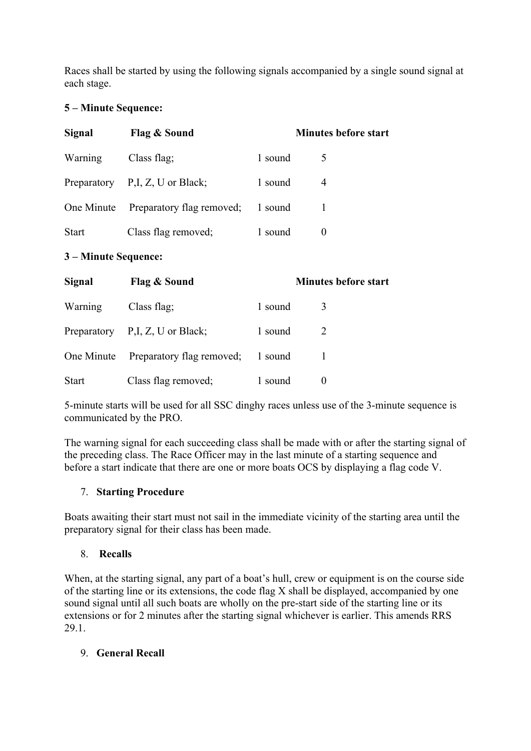Races shall be started by using the following signals accompanied by a single sound signal at each stage.

**5 – Minute Sequence:**

| Signal | Flag & Sound | | Minutes before start |
|---|---|---|---|
| Warning | Class flag; | 1 sound | 5 |
| Preparatory | P,I, Z, U or Black; | 1 sound | 4 |
| One Minute | Preparatory flag removed; | 1 sound | 1 |
| Start | Class flag removed; | 1 sound | 0 |

**3 – Minute Sequence:**

| Signal | Flag & Sound | | Minutes before start |
|---|---|---|---|
| Warning | Class flag; | 1 sound | 3 |
| Preparatory | P,I, Z, U or Black; | 1 sound | 2 |
| One Minute | Preparatory flag removed; | 1 sound | 1 |
| Start | Class flag removed; | 1 sound | 0 |

5-minute starts will be used for all SSC dinghy races unless use of the 3-minute sequence is communicated by the PRO.

The warning signal for each succeeding class shall be made with or after the starting signal of the preceding class. The Race Officer may in the last minute of a starting sequence and before a start indicate that there are one or more boats OCS by displaying a flag code V.

7. **Starting Procedure**

Boats awaiting their start must not sail in the immediate vicinity of the starting area until the preparatory signal for their class has been made.

8. **Recalls**

When, at the starting signal, any part of a boat's hull, crew or equipment is on the course side of the starting line or its extensions, the code flag X shall be displayed, accompanied by one sound signal until all such boats are wholly on the pre-start side of the starting line or its extensions or for 2 minutes after the starting signal whichever is earlier. This amends RRS 29.1.

9. **General Recall**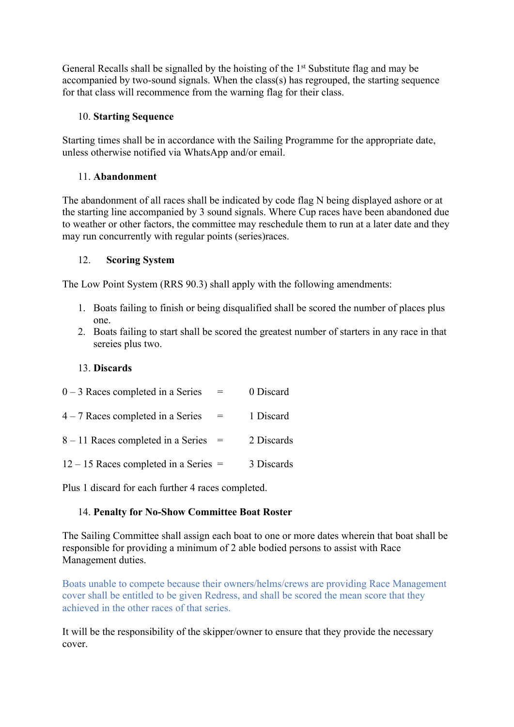General Recalls shall be signalled by the hoisting of the 1st Substitute flag and may be accompanied by two-sound signals. When the class(s) has regrouped, the starting sequence for that class will recommence from the warning flag for their class.

10. **Starting Sequence**

Starting times shall be in accordance with the Sailing Programme for the appropriate date, unless otherwise notified via WhatsApp and/or email.

11. **Abandonment**

The abandonment of all races shall be indicated by code flag N being displayed ashore or at the starting line accompanied by 3 sound signals. Where Cup races have been abandoned due to weather or other factors, the committee may reschedule them to run at a later date and they may run concurrently with regular points (series)races.

12. **Scoring System**

The Low Point System (RRS 90.3) shall apply with the following amendments:

1. Boats failing to finish or being disqualified shall be scored the number of places plus one.
2. Boats failing to start shall be scored the greatest number of starters in any race in that sereies plus two.

13. **Discards**

0 – 3 Races completed in a Series = 0 Discard

4 – 7 Races completed in a Series = 1 Discard

8 – 11 Races completed in a Series = 2 Discards

12 – 15 Races completed in a Series = 3 Discards

Plus 1 discard for each further 4 races completed.

14. **Penalty for No-Show Committee Boat Roster**

The Sailing Committee shall assign each boat to one or more dates wherein that boat shall be responsible for providing a minimum of 2 able bodied persons to assist with Race Management duties.

Boats unable to compete because their owners/helms/crews are providing Race Management cover shall be entitled to be given Redress, and shall be scored the mean score that they achieved in the other races of that series.

It will be the responsibility of the skipper/owner to ensure that they provide the necessary cover.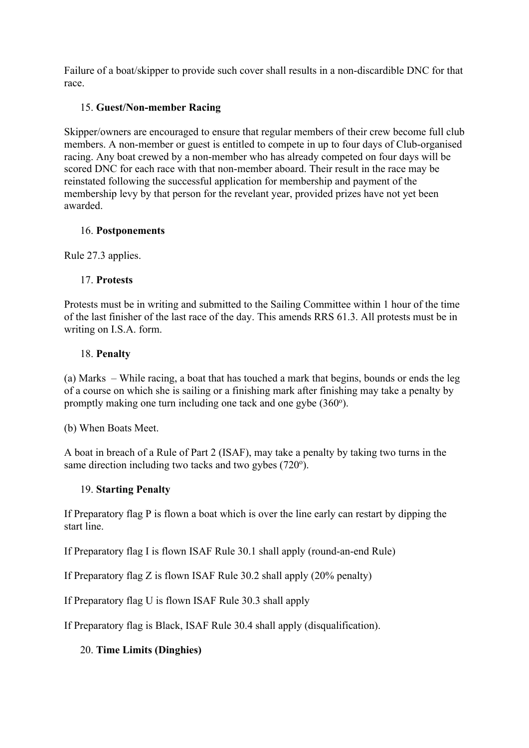Failure of a boat/skipper to provide such cover shall results in a non-discardible DNC for that race.

15. **Guest/Non-member Racing**

Skipper/owners are encouraged to ensure that regular members of their crew become full club members. A non-member or guest is entitled to compete in up to four days of Club-organised racing. Any boat crewed by a non-member who has already competed on four days will be scored DNC for each race with that non-member aboard. Their result in the race may be reinstated following the successful application for membership and payment of the membership levy by that person for the revelant year, provided prizes have not yet been awarded.

16. **Postponements**

Rule 27.3 applies.

17. **Protests**

Protests must be in writing and submitted to the Sailing Committee within 1 hour of the time of the last finisher of the last race of the day. This amends RRS 61.3. All protests must be in writing on I.S.A. form.

18. **Penalty**

(a) Marks – While racing, a boat that has touched a mark that begins, bounds or ends the leg of a course on which she is sailing or a finishing mark after finishing may take a penalty by promptly making one turn including one tack and one gybe (360º).

(b) When Boats Meet.

A boat in breach of a Rule of Part 2 (ISAF), may take a penalty by taking two turns in the same direction including two tacks and two gybes (720º).

19. **Starting Penalty**

If Preparatory flag P is flown a boat which is over the line early can restart by dipping the start line.

If Preparatory flag I is flown ISAF Rule 30.1 shall apply (round-an-end Rule)

If Preparatory flag Z is flown ISAF Rule 30.2 shall apply (20% penalty)

If Preparatory flag U is flown ISAF Rule 30.3 shall apply

If Preparatory flag is Black, ISAF Rule 30.4 shall apply (disqualification).

20. **Time Limits (Dinghies)**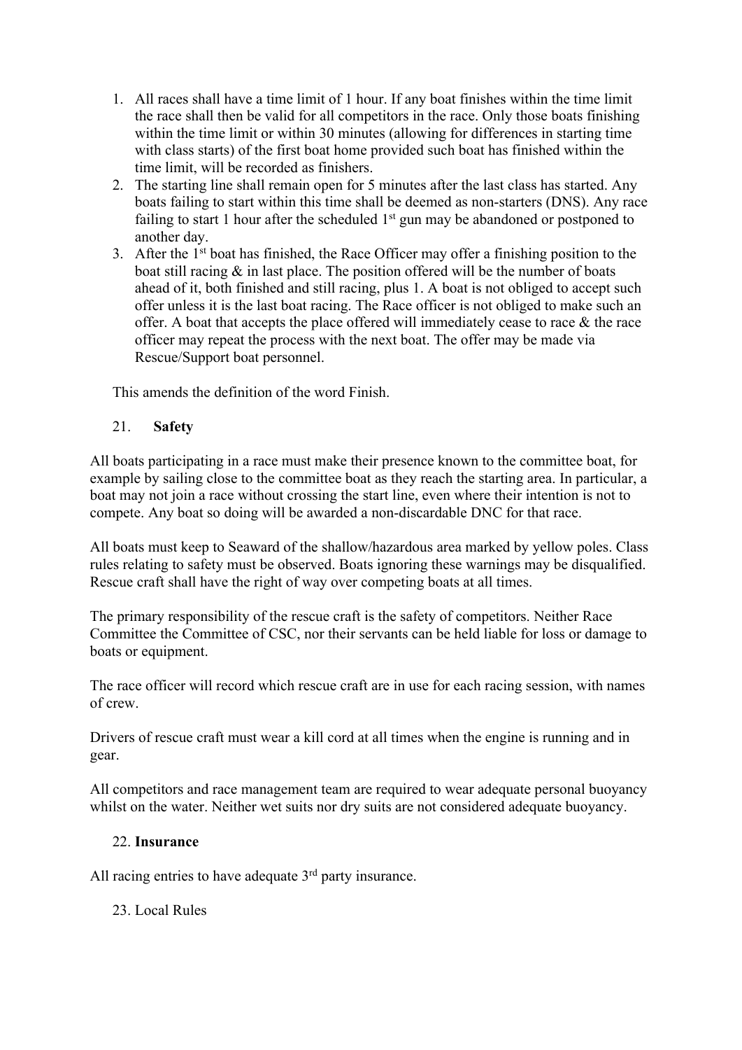1. All races shall have a time limit of 1 hour. If any boat finishes within the time limit the race shall then be valid for all competitors in the race. Only those boats finishing within the time limit or within 30 minutes (allowing for differences in starting time with class starts) of the first boat home provided such boat has finished within the time limit, will be recorded as finishers.
2. The starting line shall remain open for 5 minutes after the last class has started. Any boats failing to start within this time shall be deemed as non-starters (DNS). Any race failing to start 1 hour after the scheduled 1st gun may be abandoned or postponed to another day.
3. After the 1st boat has finished, the Race Officer may offer a finishing position to the boat still racing & in last place. The position offered will be the number of boats ahead of it, both finished and still racing, plus 1. A boat is not obliged to accept such offer unless it is the last boat racing. The Race officer is not obliged to make such an offer. A boat that accepts the place offered will immediately cease to race & the race officer may repeat the process with the next boat. The offer may be made via Rescue/Support boat personnel.

This amends the definition of the word Finish.

## 21. **Safety**

All boats participating in a race must make their presence known to the committee boat, for example by sailing close to the committee boat as they reach the starting area. In particular, a boat may not join a race without crossing the start line, even where their intention is not to compete. Any boat so doing will be awarded a non-discardable DNC for that race.

All boats must keep to Seaward of the shallow/hazardous area marked by yellow poles. Class rules relating to safety must be observed. Boats ignoring these warnings may be disqualified. Rescue craft shall have the right of way over competing boats at all times.

The primary responsibility of the rescue craft is the safety of competitors. Neither Race Committee the Committee of CSC, nor their servants can be held liable for loss or damage to boats or equipment.

The race officer will record which rescue craft are in use for each racing session, with names of crew.

Drivers of rescue craft must wear a kill cord at all times when the engine is running and in gear.

All competitors and race management team are required to wear adequate personal buoyancy whilst on the water. Neither wet suits nor dry suits are not considered adequate buoyancy.

## 22. **Insurance**

All racing entries to have adequate 3rd party insurance.

## 23. Local Rules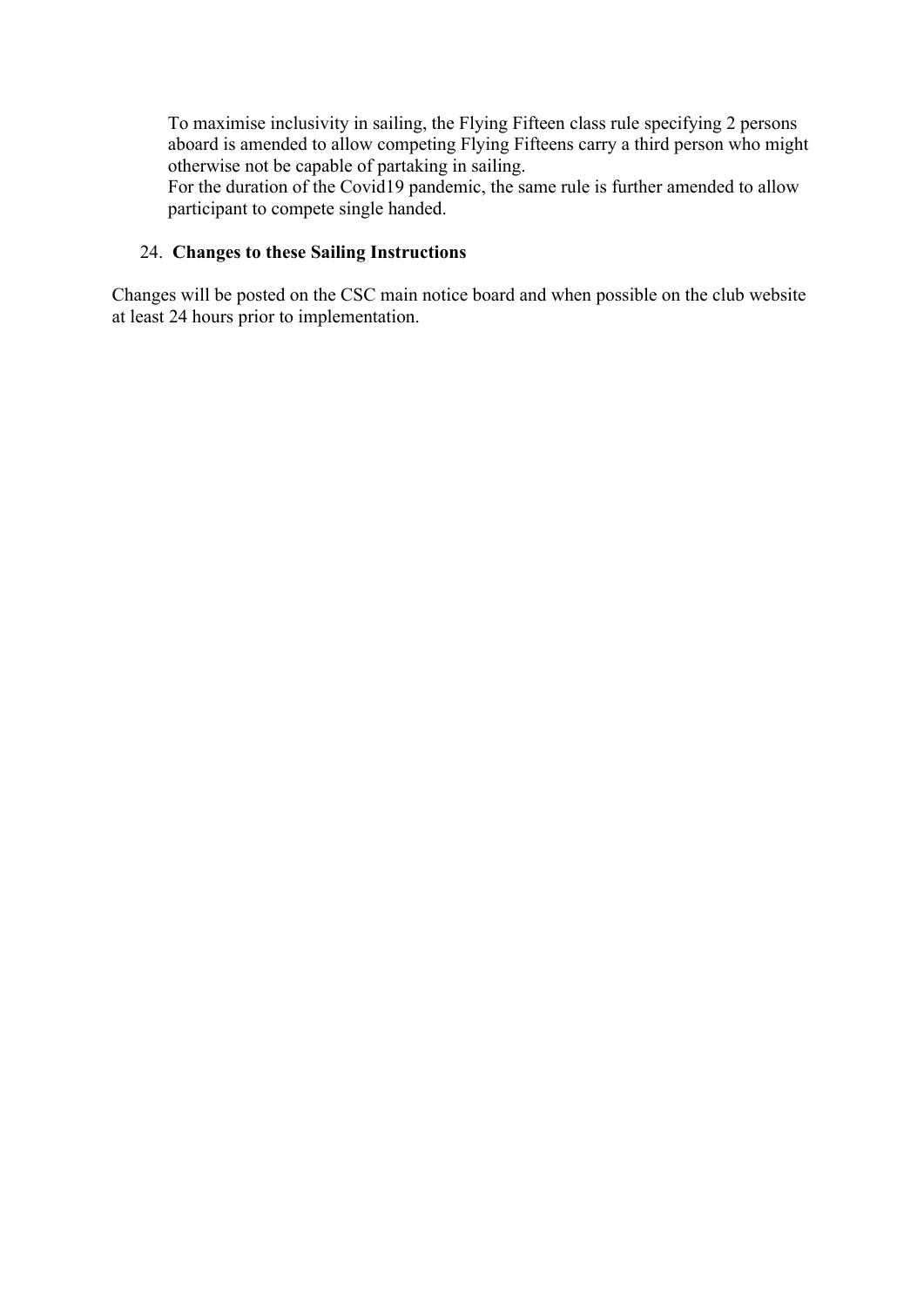To maximise inclusivity in sailing, the Flying Fifteen class rule specifying 2 persons aboard is amended to allow competing Flying Fifteens carry a third person who might otherwise not be capable of partaking in sailing.
For the duration of the Covid19 pandemic, the same rule is further amended to allow participant to compete single handed.

## 24. Changes to these Sailing Instructions

Changes will be posted on the CSC main notice board and when possible on the club website at least 24 hours prior to implementation.